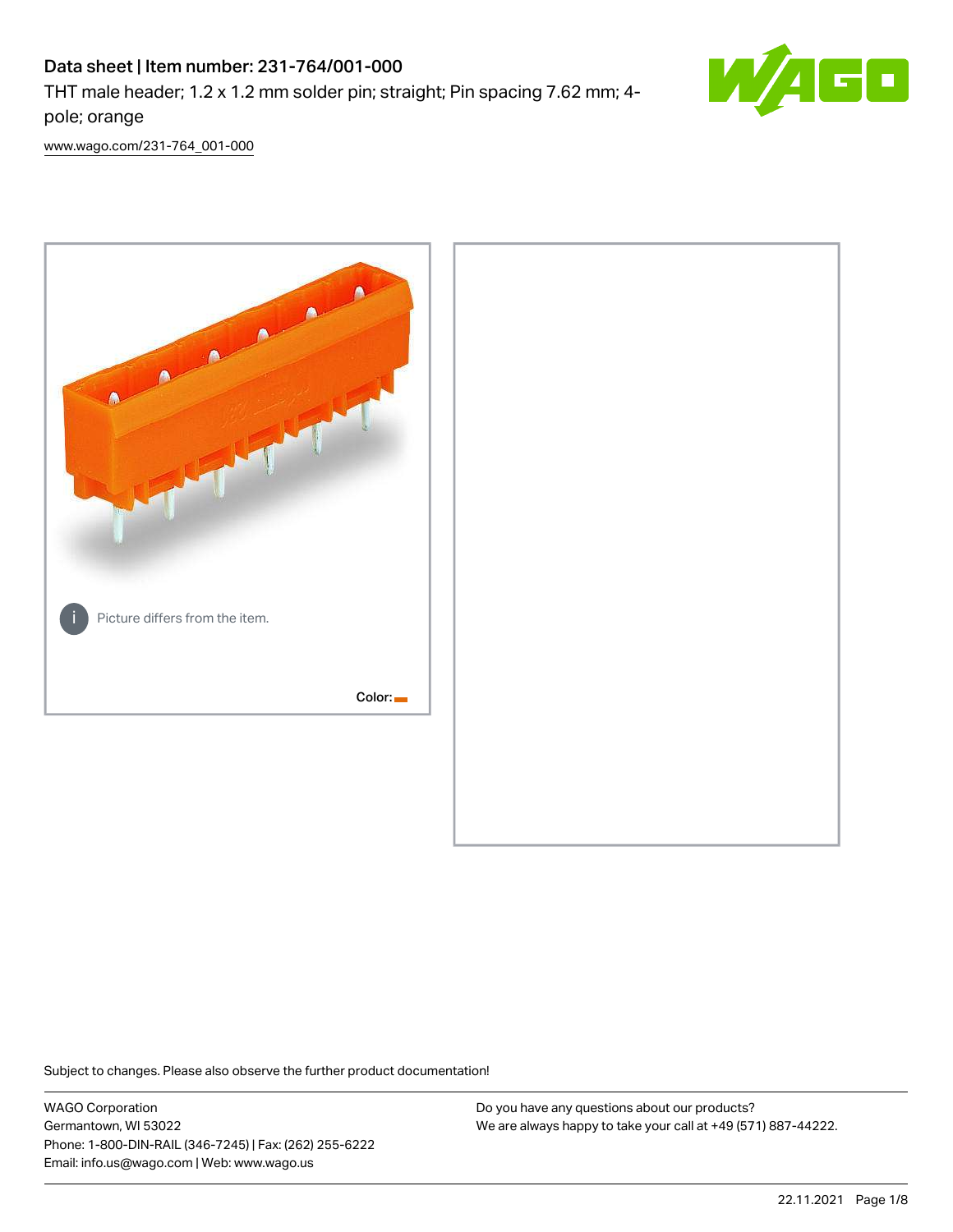# Data sheet | Item number: 231-764/001-000

THT male header; 1.2 x 1.2 mm solder pin; straight; Pin spacing 7.62 mm; 4-pole; orange

www.wago.com/231-764_001-000

Picture differs from the item.

Color:

Subject to changes. Please also observe the further product documentation!

WAGO Corporation
Germantown, WI 53022
Phone: 1-800-DIN-RAIL (346-7245) | Fax: (262) 255-6222
Email: info.us@wago.com | Web: www.wago.us

Do you have any questions about our products?
We are always happy to take your call at +49 (571) 887-44222.

22.11.2021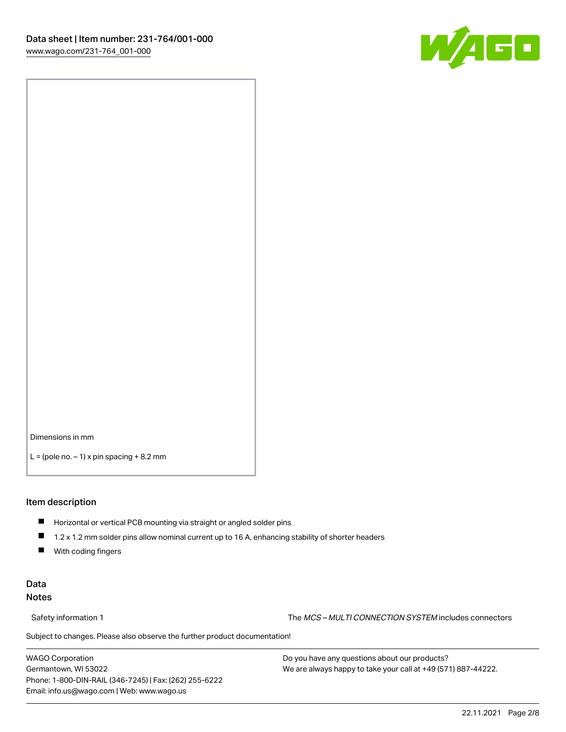Dimensions in mm

L = (pole no. – 1) x pin spacing + 8.2 mm

## Item description

- Horizontal or vertical PCB mounting via straight or angled solder pins
- 1.2 x 1.2 mm solder pins allow nominal current up to 16 A, enhancing stability of shorter headers
- With coding fingers

## Data

### Notes

Safety information 1 — The *MCS – MULTI CONNECTION SYSTEM* includes connectors

Subject to changes. Please also observe the further product documentation!

WAGO Corporation
Germantown, WI 53022
Phone: 1-800-DIN-RAIL (346-7245) | Fax: (262) 255-6222
Email: info.us@wago.com | Web: www.wago.us

Do you have any questions about our products?
We are always happy to take your call at +49 (571) 887-44222.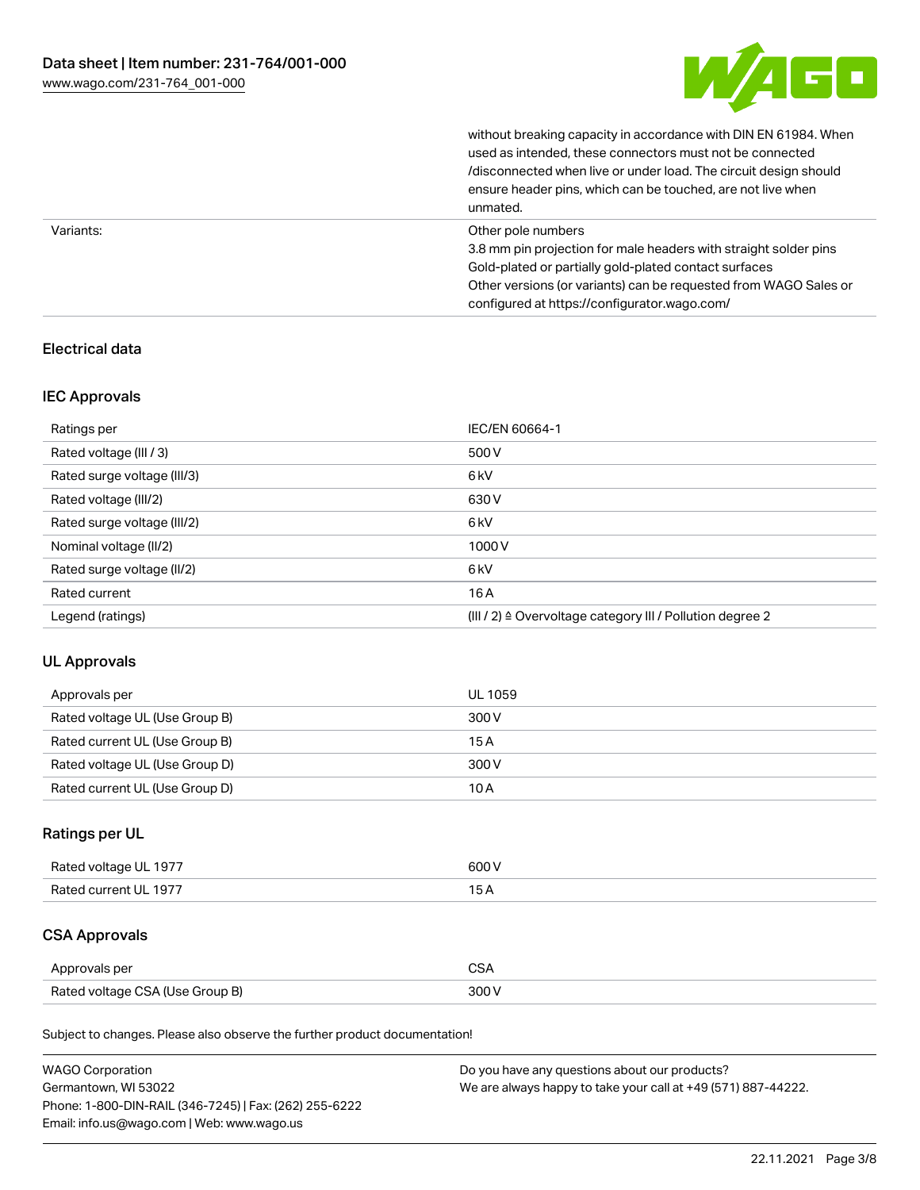| | |
|---|---|
| | without breaking capacity in accordance with DIN EN 61984. When used as intended, these connectors must not be connected /disconnected when live or under load. The circuit design should ensure header pins, which can be touched, are not live when unmated. |
| Variants: | Other pole numbers<br>3.8 mm pin projection for male headers with straight solder pins<br>Gold-plated or partially gold-plated contact surfaces<br>Other versions (or variants) can be requested from WAGO Sales or configured at https://configurator.wago.com/ |

## Electrical data

### IEC Approvals

| Ratings per | IEC/EN 60664-1 |
|---|---|
| Rated voltage (III / 3) | 500 V |
| Rated surge voltage (III/3) | 6 kV |
| Rated voltage (III/2) | 630 V |
| Rated surge voltage (III/2) | 6 kV |
| Nominal voltage (II/2) | 1000 V |
| Rated surge voltage (II/2) | 6 kV |
| Rated current | 16 A |
| Legend (ratings) | (III / 2) ≙ Overvoltage category III / Pollution degree 2 |

### UL Approvals

| Approvals per | UL 1059 |
|---|---|
| Rated voltage UL (Use Group B) | 300 V |
| Rated current UL (Use Group B) | 15 A |
| Rated voltage UL (Use Group D) | 300 V |
| Rated current UL (Use Group D) | 10 A |

### Ratings per UL

| Rated voltage UL 1977 | 600 V |
|---|---|
| Rated current UL 1977 | 15 A |

### CSA Approvals

| Approvals per | CSA |
|---|---|
| Rated voltage CSA (Use Group B) | 300 V |

Subject to changes. Please also observe the further product documentation!

WAGO Corporation
Germantown, WI 53022
Phone: 1-800-DIN-RAIL (346-7245) | Fax: (262) 255-6222
Email: info.us@wago.com | Web: www.wago.us

Do you have any questions about our products?
We are always happy to take your call at +49 (571) 887-44222.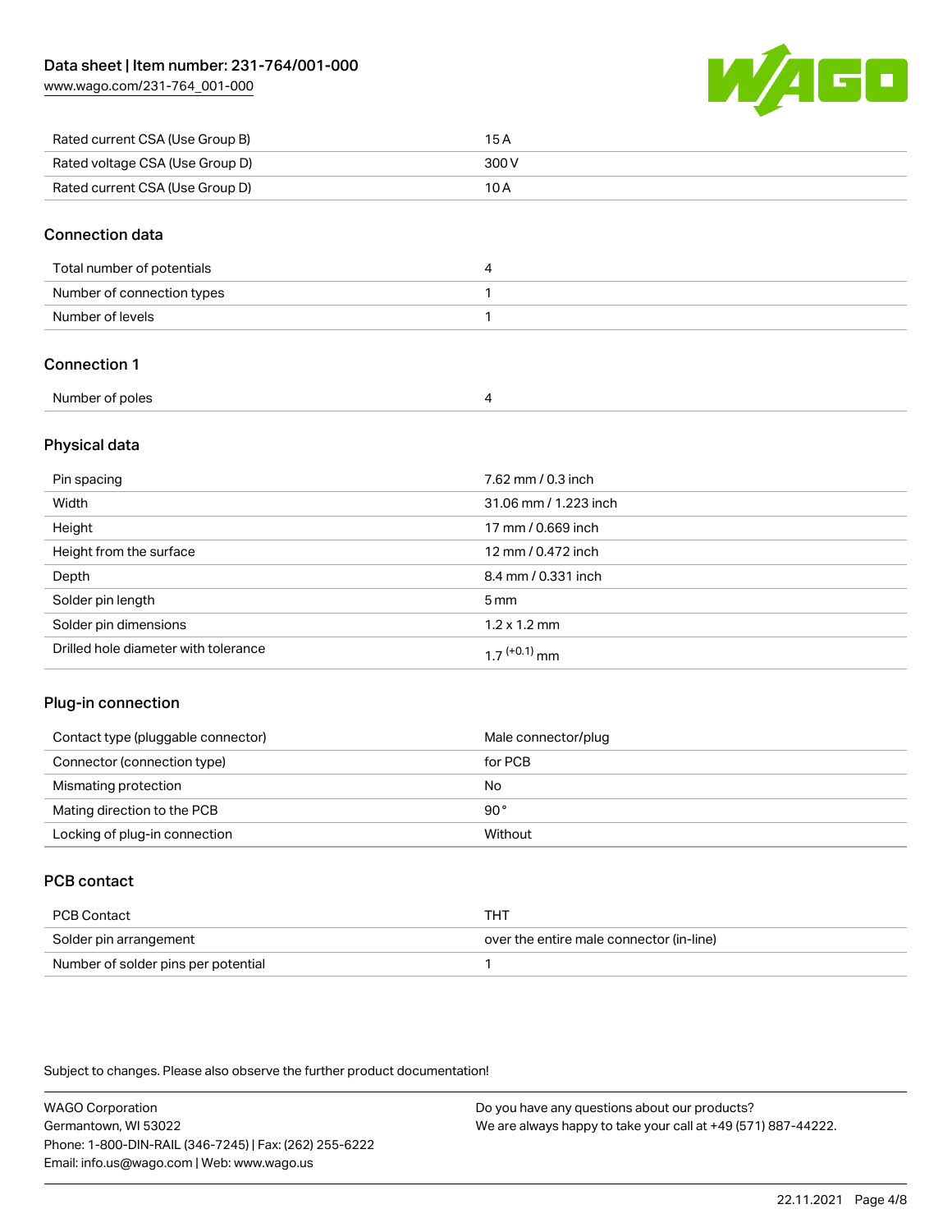| | |
|---|---|
| Rated current CSA (Use Group B) | 15 A |
| Rated voltage CSA (Use Group D) | 300 V |
| Rated current CSA (Use Group D) | 10 A |

## Connection data

| | |
|---|---|
| Total number of potentials | 4 |
| Number of connection types | 1 |
| Number of levels | 1 |

## Connection 1

| | |
|---|---|
| Number of poles | 4 |

## Physical data

| | |
|---|---|
| Pin spacing | 7.62 mm / 0.3 inch |
| Width | 31.06 mm / 1.223 inch |
| Height | 17 mm / 0.669 inch |
| Height from the surface | 12 mm / 0.472 inch |
| Depth | 8.4 mm / 0.331 inch |
| Solder pin length | 5 mm |
| Solder pin dimensions | 1.2 x 1.2 mm |
| Drilled hole diameter with tolerance | $1.7^{(+0.1)}$ mm |

## Plug-in connection

| | |
|---|---|
| Contact type (pluggable connector) | Male connector/plug |
| Connector (connection type) | for PCB |
| Mismating protection | No |
| Mating direction to the PCB | 90° |
| Locking of plug-in connection | Without |

## PCB contact

| | |
|---|---|
| PCB Contact | THT |
| Solder pin arrangement | over the entire male connector (in-line) |
| Number of solder pins per potential | 1 |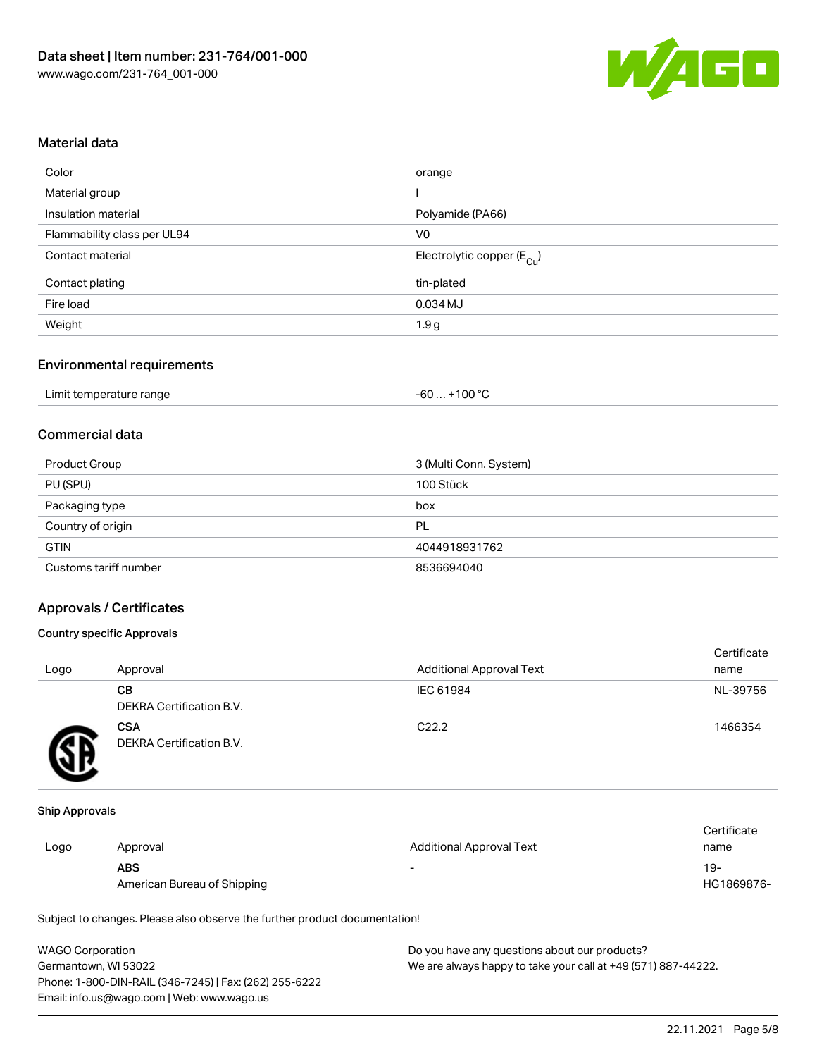## Material data

| | |
|---|---|
| Color | orange |
| Material group | I |
| Insulation material | Polyamide (PA66) |
| Flammability class per UL94 | V0 |
| Contact material | Electrolytic copper ($E_{Cu}$) |
| Contact plating | tin-plated |
| Fire load | 0.034 MJ |
| Weight | 1.9 g |

## Environmental requirements

| | |
|---|---|
| Limit temperature range | -60 … +100 °C |

## Commercial data

| | |
|---|---|
| Product Group | 3 (Multi Conn. System) |
| PU (SPU) | 100 Stück |
| Packaging type | box |
| Country of origin | PL |
| GTIN | 4044918931762 |
| Customs tariff number | 8536694040 |

## Approvals / Certificates

### Country specific Approvals

| Logo | Approval | Additional Approval Text | Certificate name |
|---|---|---|---|
| | **CB** DEKRA Certification B.V. | IEC 61984 | NL-39756 |
| | **CSA** DEKRA Certification B.V. | C22.2 | 1466354 |

### Ship Approvals

| Logo | Approval | Additional Approval Text | Certificate name |
|---|---|---|---|
| | **ABS** American Bureau of Shipping | - | 19-HG1869876- |

Subject to changes. Please also observe the further product documentation!

WAGO Corporation
Germantown, WI 53022
Phone: 1-800-DIN-RAIL (346-7245) | Fax: (262) 255-6222
Email: info.us@wago.com | Web: www.wago.us

Do you have any questions about our products?
We are always happy to take your call at +49 (571) 887-44222.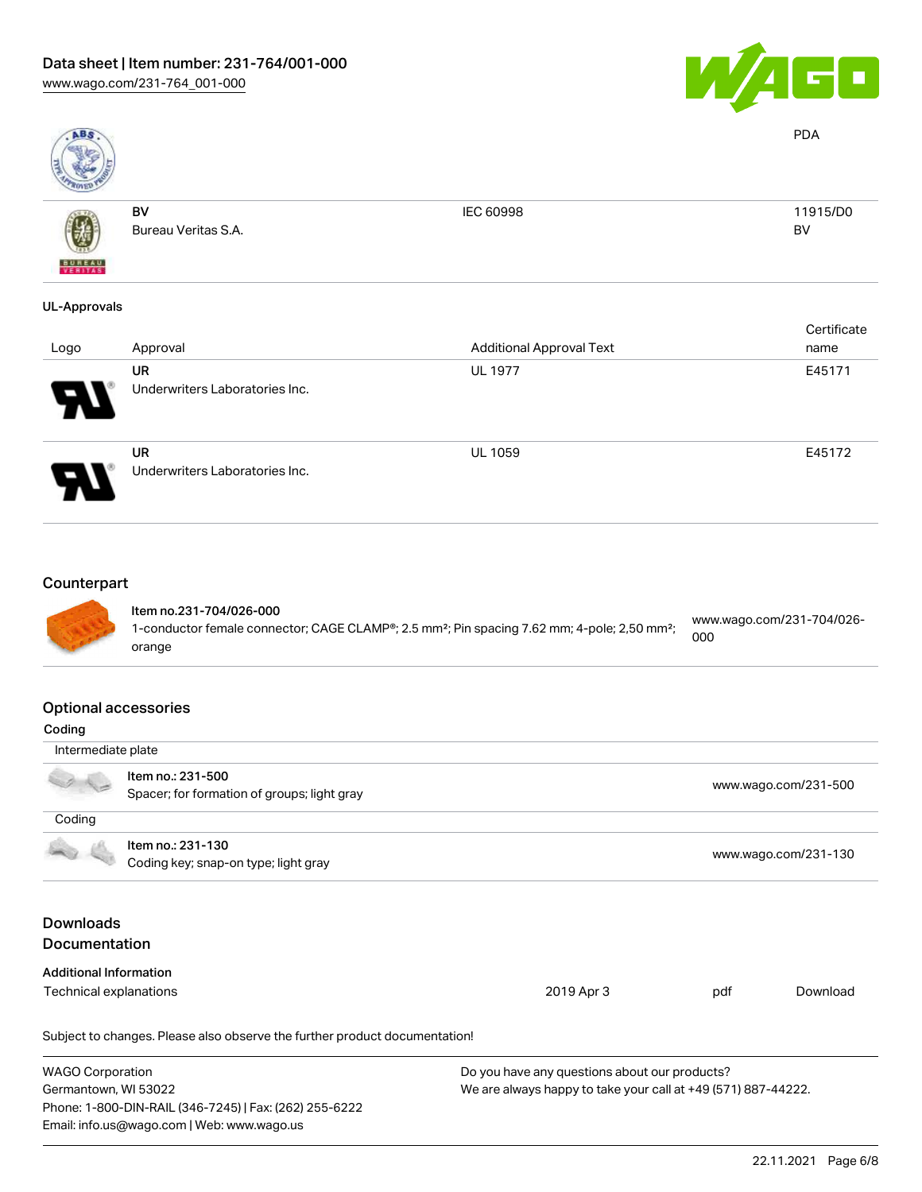| | | | PDA |
|---|---|---|---|
| | BV<br>Bureau Veritas S.A. | IEC 60998 | 11915/D0<br>BV |

**UL-Approvals**

| Logo | Approval | Additional Approval Text | Certificate name |
|---|---|---|---|
| | UR<br>Underwriters Laboratories Inc. | UL 1977 | E45171 |
| | UR<br>Underwriters Laboratories Inc. | UL 1059 | E45172 |

## Counterpart

| | | |
|---|---|---|
| | **Item no.231-704/026-000**<br>1-conductor female connector; CAGE CLAMP®; 2.5 mm²; Pin spacing 7.62 mm; 4-pole; 2,50 mm²; orange | www.wago.com/231-704/026-000 |

## Optional accessories

**Coding**

| Intermediate plate | | |
|---|---|---|
| | Item no.: 231-500<br>Spacer; for formation of groups; light gray | www.wago.com/231-500 |
| Coding | | |
| | Item no.: 231-130<br>Coding key; snap-on type; light gray | www.wago.com/231-130 |

## Downloads
## Documentation

**Additional Information**

| | | | |
|---|---|---|---|
| Technical explanations | 2019 Apr 3 | pdf | Download |

Subject to changes. Please also observe the further product documentation!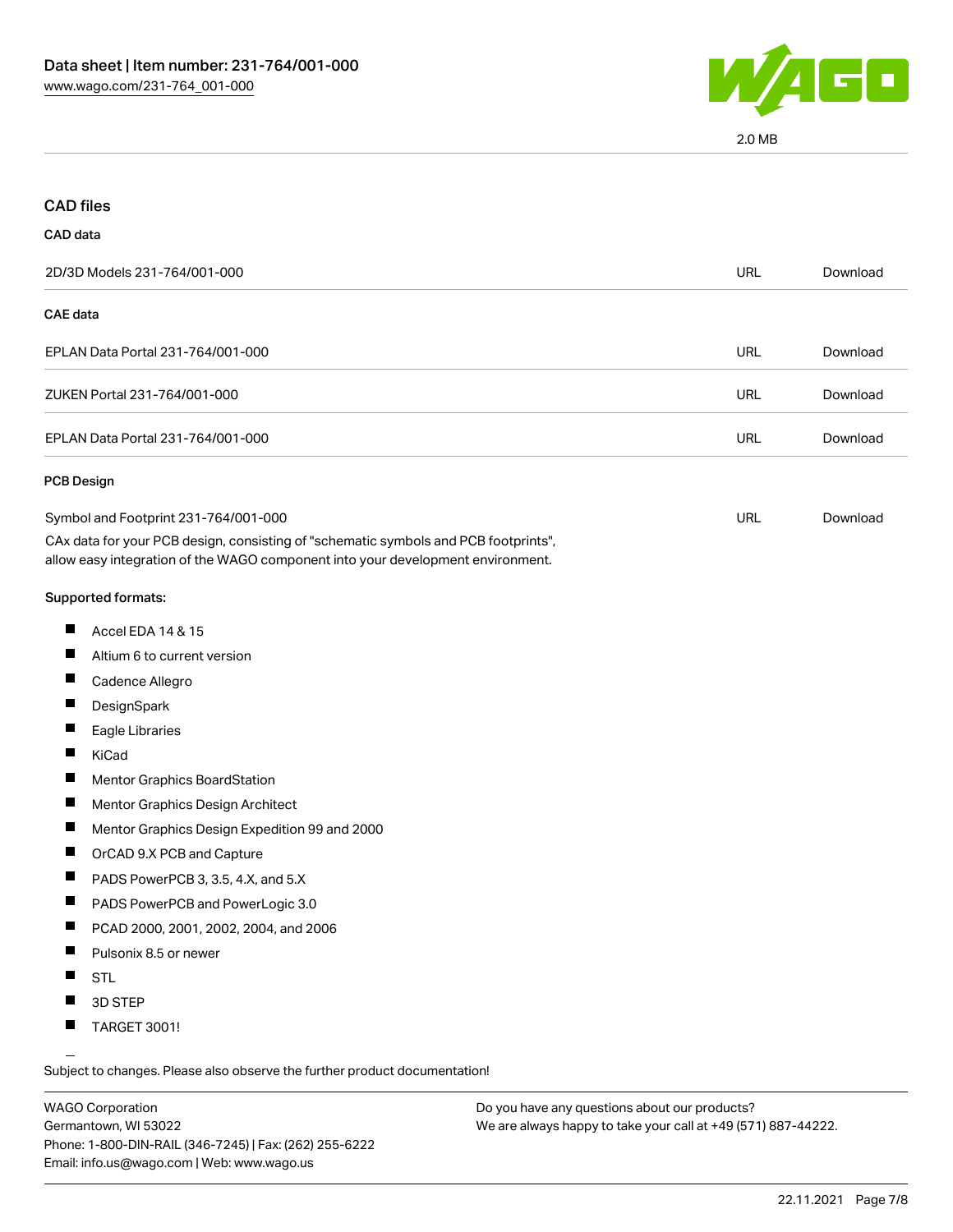2.0 MB

## CAD files

### CAD data

| | | |
|---|---|---|
| 2D/3D Models 231-764/001-000 | URL | Download |

### CAE data

| | | |
|---|---|---|
| EPLAN Data Portal 231-764/001-000 | URL | Download |
| ZUKEN Portal 231-764/001-000 | URL | Download |
| EPLAN Data Portal 231-764/001-000 | URL | Download |

### PCB Design

| | | |
|---|---|---|
| Symbol and Footprint 231-764/001-000 | URL | Download |

CAx data for your PCB design, consisting of "schematic symbols and PCB footprints", allow easy integration of the WAGO component into your development environment.

Supported formats:

- Accel EDA 14 & 15
- Altium 6 to current version
- Cadence Allegro
- DesignSpark
- Eagle Libraries
- KiCad
- Mentor Graphics BoardStation
- Mentor Graphics Design Architect
- Mentor Graphics Design Expedition 99 and 2000
- OrCAD 9.X PCB and Capture
- PADS PowerPCB 3, 3.5, 4.X, and 5.X
- PADS PowerPCB and PowerLogic 3.0
- PCAD 2000, 2001, 2002, 2004, and 2006
- Pulsonix 8.5 or newer
- STL
- 3D STEP
- TARGET 3001!

Subject to changes. Please also observe the further product documentation!

WAGO Corporation
Germantown, WI 53022
Phone: 1-800-DIN-RAIL (346-7245) | Fax: (262) 255-6222
Email: info.us@wago.com | Web: www.wago.us

Do you have any questions about our products?
We are always happy to take your call at +49 (571) 887-44222.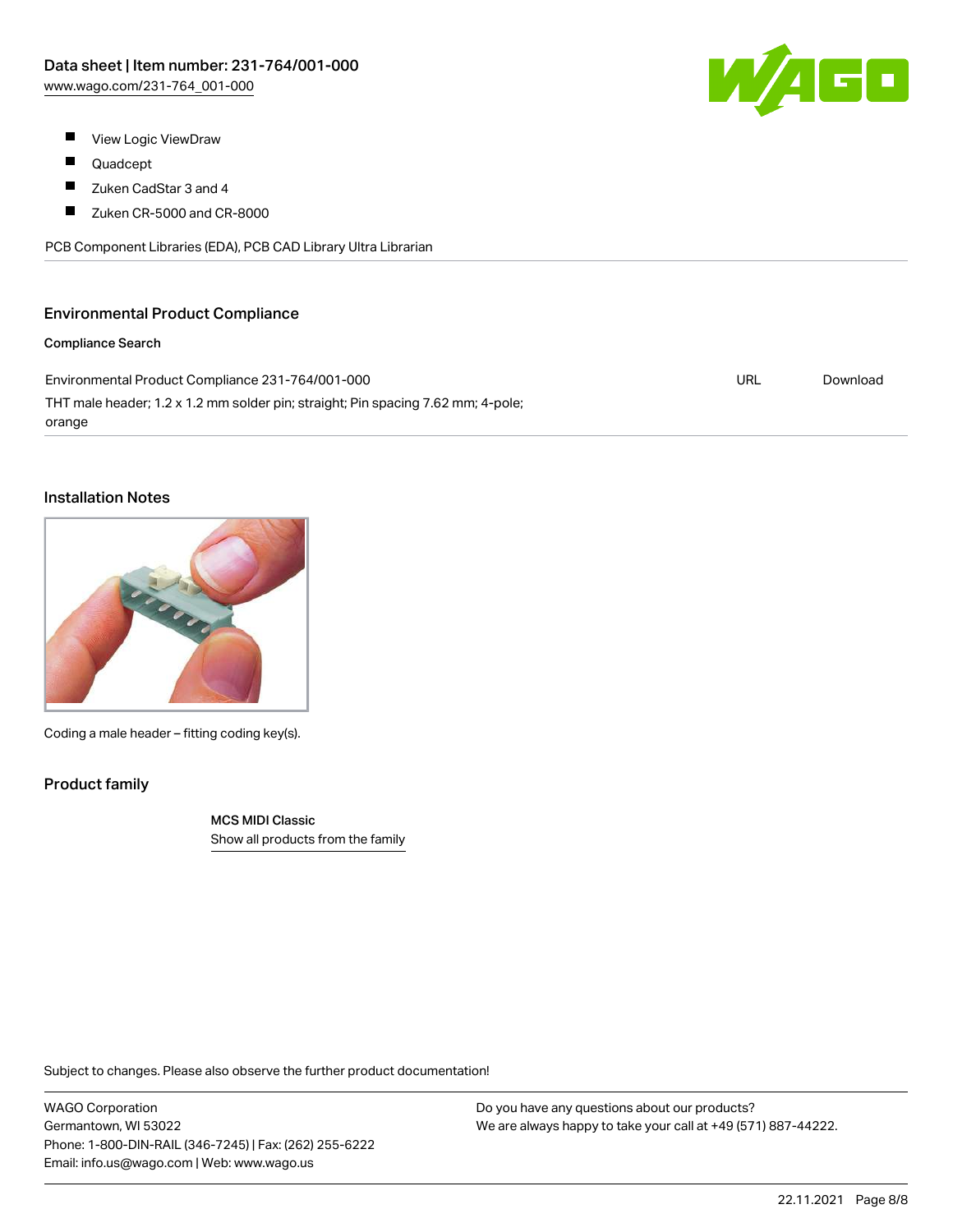- View Logic ViewDraw
- Quadcept
- Zuken CadStar 3 and 4
- Zuken CR-5000 and CR-8000

PCB Component Libraries (EDA), PCB CAD Library Ultra Librarian

## Environmental Product Compliance

### Compliance Search

| | | |
|---|---|---|
| Environmental Product Compliance 231-764/001-000<br>THT male header; 1.2 x 1.2 mm solder pin; straight; Pin spacing 7.62 mm; 4-pole; orange | URL | Download |

## Installation Notes

Coding a male header – fitting coding key(s).

## Product family

MCS MIDI Classic
Show all products from the family

Subject to changes. Please also observe the further product documentation!

WAGO Corporation
Germantown, WI 53022
Phone: 1-800-DIN-RAIL (346-7245) | Fax: (262) 255-6222
Email: info.us@wago.com | Web: www.wago.us

Do you have any questions about our products?
We are always happy to take your call at +49 (571) 887-44222.